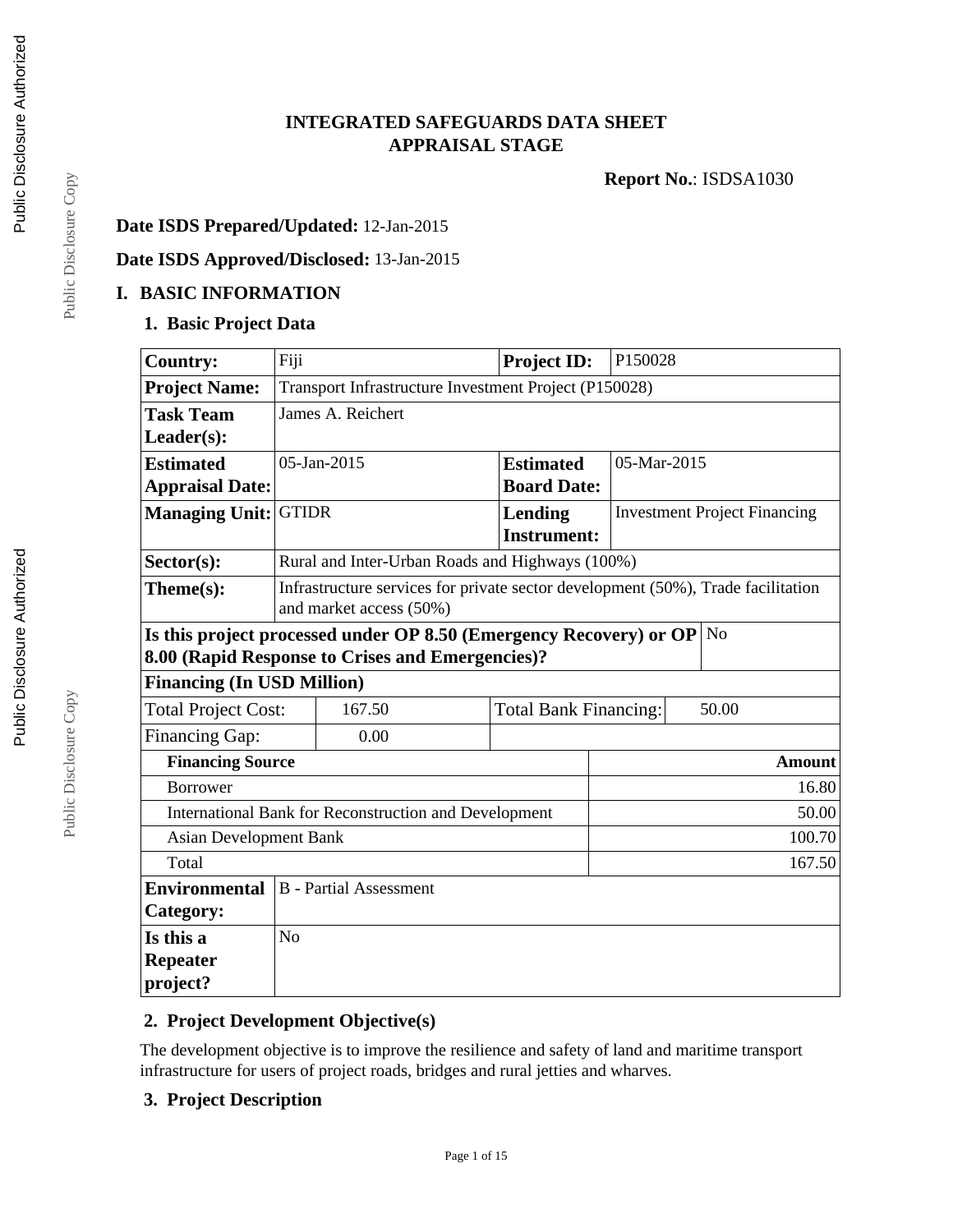**INTEGRATED SAFEGUARDS DATA SHEET**
**APPRAISAL STAGE**

**Report No.**: ISDSA1030

**Date ISDS Prepared/Updated:** 12-Jan-2015

**Date ISDS Approved/Disclosed:** 13-Jan-2015

# I. BASIC INFORMATION

## 1. Basic Project Data

| **Country:** | Fiji | **Project ID:** | P150028 |
|---|---|---|---|
| **Project Name:** | Transport Infrastructure Investment Project (P150028) | | |
| **Task Team Leader(s):** | James A. Reichert | | |
| **Estimated Appraisal Date:** | 05-Jan-2015 | **Estimated Board Date:** | 05-Mar-2015 |
| **Managing Unit:** | GTIDR | **Lending Instrument:** | Investment Project Financing |
| **Sector(s):** | Rural and Inter-Urban Roads and Highways (100%) | | |
| **Theme(s):** | Infrastructure services for private sector development (50%), Trade facilitation and market access (50%) | | |
| **Is this project processed under OP 8.50 (Emergency Recovery) or OP 8.00 (Rapid Response to Crises and Emergencies)?** | No | | |

**Financing (In USD Million)**

| Total Project Cost: | 167.50 | Total Bank Financing: | 50.00 |
|---|---|---|---|
| Financing Gap: | 0.00 | | |

| **Financing Source** | **Amount** |
|---|---|
| Borrower | 16.80 |
| International Bank for Reconstruction and Development | 50.00 |
| Asian Development Bank | 100.70 |
| Total | 167.50 |

| **Environmental Category:** | B - Partial Assessment |
|---|---|
| **Is this a Repeater project?** | No |

## 2. Project Development Objective(s)

The development objective is to improve the resilience and safety of land and maritime transport infrastructure for users of project roads, bridges and rural jetties and wharves.

## 3. Project Description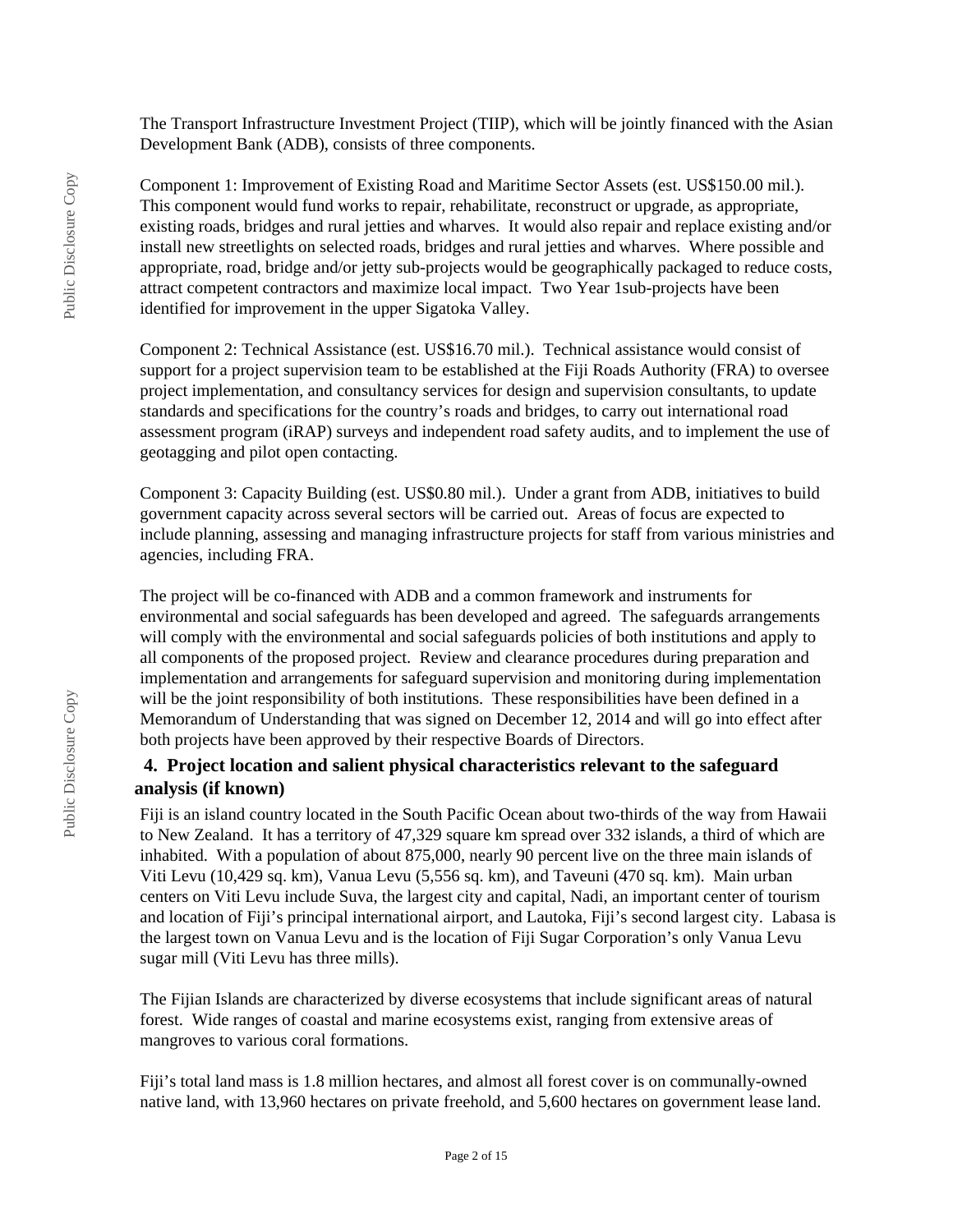The Transport Infrastructure Investment Project (TIIP), which will be jointly financed with the Asian Development Bank (ADB), consists of three components.

Component 1: Improvement of Existing Road and Maritime Sector Assets (est. US$150.00 mil.). This component would fund works to repair, rehabilitate, reconstruct or upgrade, as appropriate, existing roads, bridges and rural jetties and wharves. It would also repair and replace existing and/or install new streetlights on selected roads, bridges and rural jetties and wharves. Where possible and appropriate, road, bridge and/or jetty sub-projects would be geographically packaged to reduce costs, attract competent contractors and maximize local impact. Two Year 1sub-projects have been identified for improvement in the upper Sigatoka Valley.

Component 2: Technical Assistance (est. US$16.70 mil.). Technical assistance would consist of support for a project supervision team to be established at the Fiji Roads Authority (FRA) to oversee project implementation, and consultancy services for design and supervision consultants, to update standards and specifications for the country's roads and bridges, to carry out international road assessment program (iRAP) surveys and independent road safety audits, and to implement the use of geotagging and pilot open contacting.

Component 3: Capacity Building (est. US$0.80 mil.). Under a grant from ADB, initiatives to build government capacity across several sectors will be carried out. Areas of focus are expected to include planning, assessing and managing infrastructure projects for staff from various ministries and agencies, including FRA.

The project will be co-financed with ADB and a common framework and instruments for environmental and social safeguards has been developed and agreed. The safeguards arrangements will comply with the environmental and social safeguards policies of both institutions and apply to all components of the proposed project. Review and clearance procedures during preparation and implementation and arrangements for safeguard supervision and monitoring during implementation will be the joint responsibility of both institutions. These responsibilities have been defined in a Memorandum of Understanding that was signed on December 12, 2014 and will go into effect after both projects have been approved by their respective Boards of Directors.

## 4. Project location and salient physical characteristics relevant to the safeguard analysis (if known)

Fiji is an island country located in the South Pacific Ocean about two-thirds of the way from Hawaii to New Zealand. It has a territory of 47,329 square km spread over 332 islands, a third of which are inhabited. With a population of about 875,000, nearly 90 percent live on the three main islands of Viti Levu (10,429 sq. km), Vanua Levu (5,556 sq. km), and Taveuni (470 sq. km). Main urban centers on Viti Levu include Suva, the largest city and capital, Nadi, an important center of tourism and location of Fiji's principal international airport, and Lautoka, Fiji's second largest city. Labasa is the largest town on Vanua Levu and is the location of Fiji Sugar Corporation's only Vanua Levu sugar mill (Viti Levu has three mills).

The Fijian Islands are characterized by diverse ecosystems that include significant areas of natural forest. Wide ranges of coastal and marine ecosystems exist, ranging from extensive areas of mangroves to various coral formations.

Fiji's total land mass is 1.8 million hectares, and almost all forest cover is on communally-owned native land, with 13,960 hectares on private freehold, and 5,600 hectares on government lease land.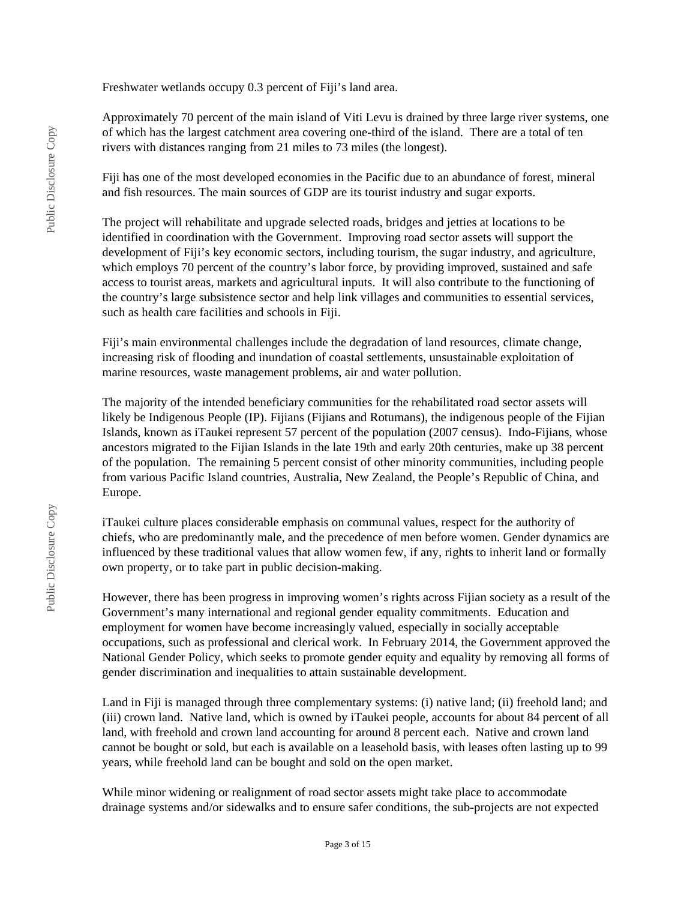Freshwater wetlands occupy 0.3 percent of Fiji's land area.

Approximately 70 percent of the main island of Viti Levu is drained by three large river systems, one of which has the largest catchment area covering one-third of the island. There are a total of ten rivers with distances ranging from 21 miles to 73 miles (the longest).

Fiji has one of the most developed economies in the Pacific due to an abundance of forest, mineral and fish resources. The main sources of GDP are its tourist industry and sugar exports.

The project will rehabilitate and upgrade selected roads, bridges and jetties at locations to be identified in coordination with the Government. Improving road sector assets will support the development of Fiji's key economic sectors, including tourism, the sugar industry, and agriculture, which employs 70 percent of the country's labor force, by providing improved, sustained and safe access to tourist areas, markets and agricultural inputs. It will also contribute to the functioning of the country's large subsistence sector and help link villages and communities to essential services, such as health care facilities and schools in Fiji.

Fiji's main environmental challenges include the degradation of land resources, climate change, increasing risk of flooding and inundation of coastal settlements, unsustainable exploitation of marine resources, waste management problems, air and water pollution.

The majority of the intended beneficiary communities for the rehabilitated road sector assets will likely be Indigenous People (IP). Fijians (Fijians and Rotumans), the indigenous people of the Fijian Islands, known as iTaukei represent 57 percent of the population (2007 census). Indo-Fijians, whose ancestors migrated to the Fijian Islands in the late 19th and early 20th centuries, make up 38 percent of the population. The remaining 5 percent consist of other minority communities, including people from various Pacific Island countries, Australia, New Zealand, the People's Republic of China, and Europe.

iTaukei culture places considerable emphasis on communal values, respect for the authority of chiefs, who are predominantly male, and the precedence of men before women. Gender dynamics are influenced by these traditional values that allow women few, if any, rights to inherit land or formally own property, or to take part in public decision-making.

However, there has been progress in improving women's rights across Fijian society as a result of the Government's many international and regional gender equality commitments. Education and employment for women have become increasingly valued, especially in socially acceptable occupations, such as professional and clerical work. In February 2014, the Government approved the National Gender Policy, which seeks to promote gender equity and equality by removing all forms of gender discrimination and inequalities to attain sustainable development.

Land in Fiji is managed through three complementary systems: (i) native land; (ii) freehold land; and (iii) crown land. Native land, which is owned by iTaukei people, accounts for about 84 percent of all land, with freehold and crown land accounting for around 8 percent each. Native and crown land cannot be bought or sold, but each is available on a leasehold basis, with leases often lasting up to 99 years, while freehold land can be bought and sold on the open market.

While minor widening or realignment of road sector assets might take place to accommodate drainage systems and/or sidewalks and to ensure safer conditions, the sub-projects are not expected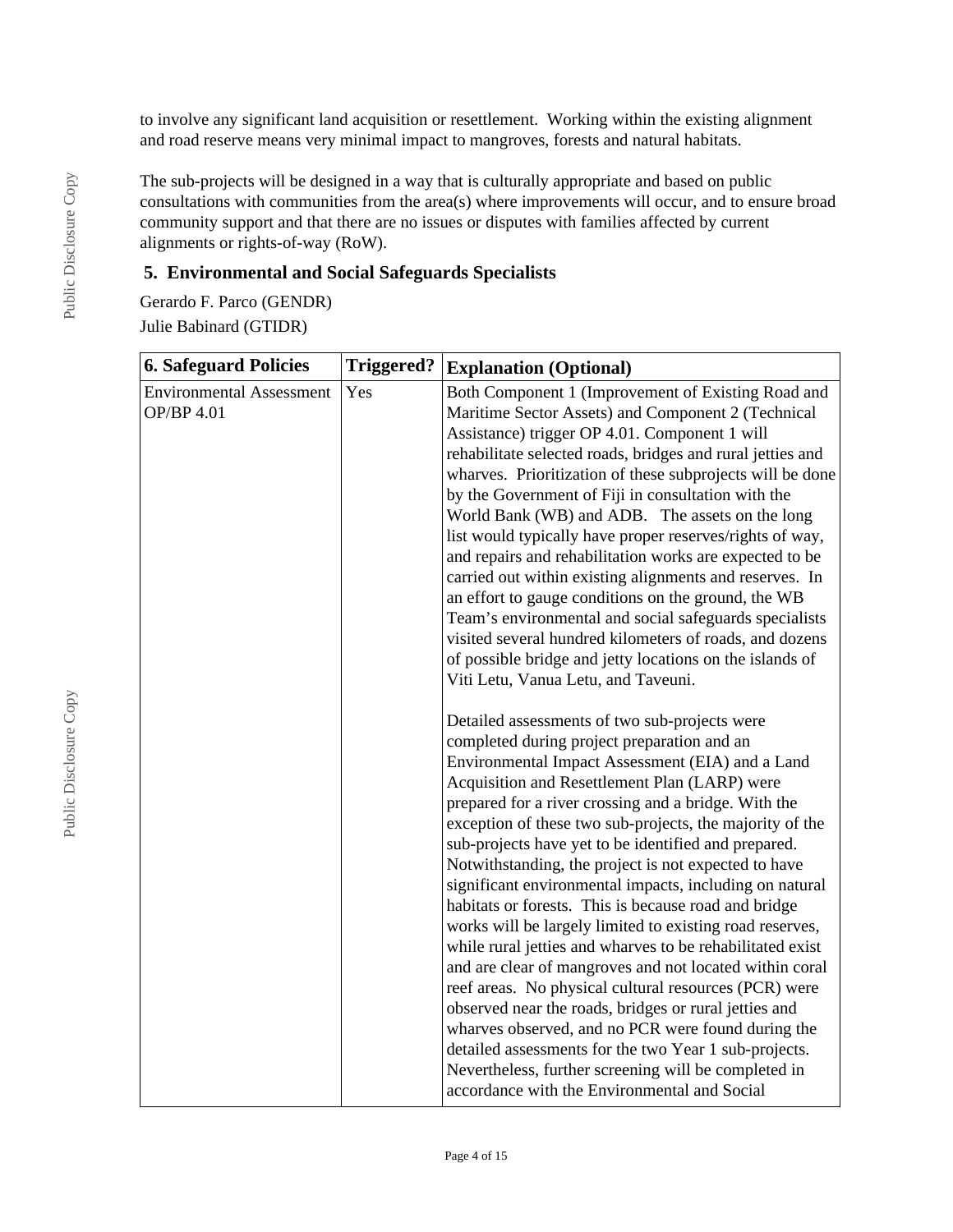to involve any significant land acquisition or resettlement. Working within the existing alignment and road reserve means very minimal impact to mangroves, forests and natural habitats.

The sub-projects will be designed in a way that is culturally appropriate and based on public consultations with communities from the area(s) where improvements will occur, and to ensure broad community support and that there are no issues or disputes with families affected by current alignments or rights-of-way (RoW).

## 5. Environmental and Social Safeguards Specialists

Gerardo F. Parco (GENDR)
Julie Babinard (GTIDR)

| 6. Safeguard Policies | Triggered? | Explanation (Optional) |
|---|---|---|
| Environmental Assessment OP/BP 4.01 | Yes | Both Component 1 (Improvement of Existing Road and Maritime Sector Assets) and Component 2 (Technical Assistance) trigger OP 4.01. Component 1 will rehabilitate selected roads, bridges and rural jetties and wharves. Prioritization of these subprojects will be done by the Government of Fiji in consultation with the World Bank (WB) and ADB. The assets on the long list would typically have proper reserves/rights of way, and repairs and rehabilitation works are expected to be carried out within existing alignments and reserves. In an effort to gauge conditions on the ground, the WB Team's environmental and social safeguards specialists visited several hundred kilometers of roads, and dozens of possible bridge and jetty locations on the islands of Viti Letu, Vanua Letu, and Taveuni.<br><br>Detailed assessments of two sub-projects were completed during project preparation and an Environmental Impact Assessment (EIA) and a Land Acquisition and Resettlement Plan (LARP) were prepared for a river crossing and a bridge. With the exception of these two sub-projects, the majority of the sub-projects have yet to be identified and prepared. Notwithstanding, the project is not expected to have significant environmental impacts, including on natural habitats or forests. This is because road and bridge works will be largely limited to existing road reserves, while rural jetties and wharves to be rehabilitated exist and are clear of mangroves and not located within coral reef areas. No physical cultural resources (PCR) were observed near the roads, bridges or rural jetties and wharves observed, and no PCR were found during the detailed assessments for the two Year 1 sub-projects. Nevertheless, further screening will be completed in accordance with the Environmental and Social |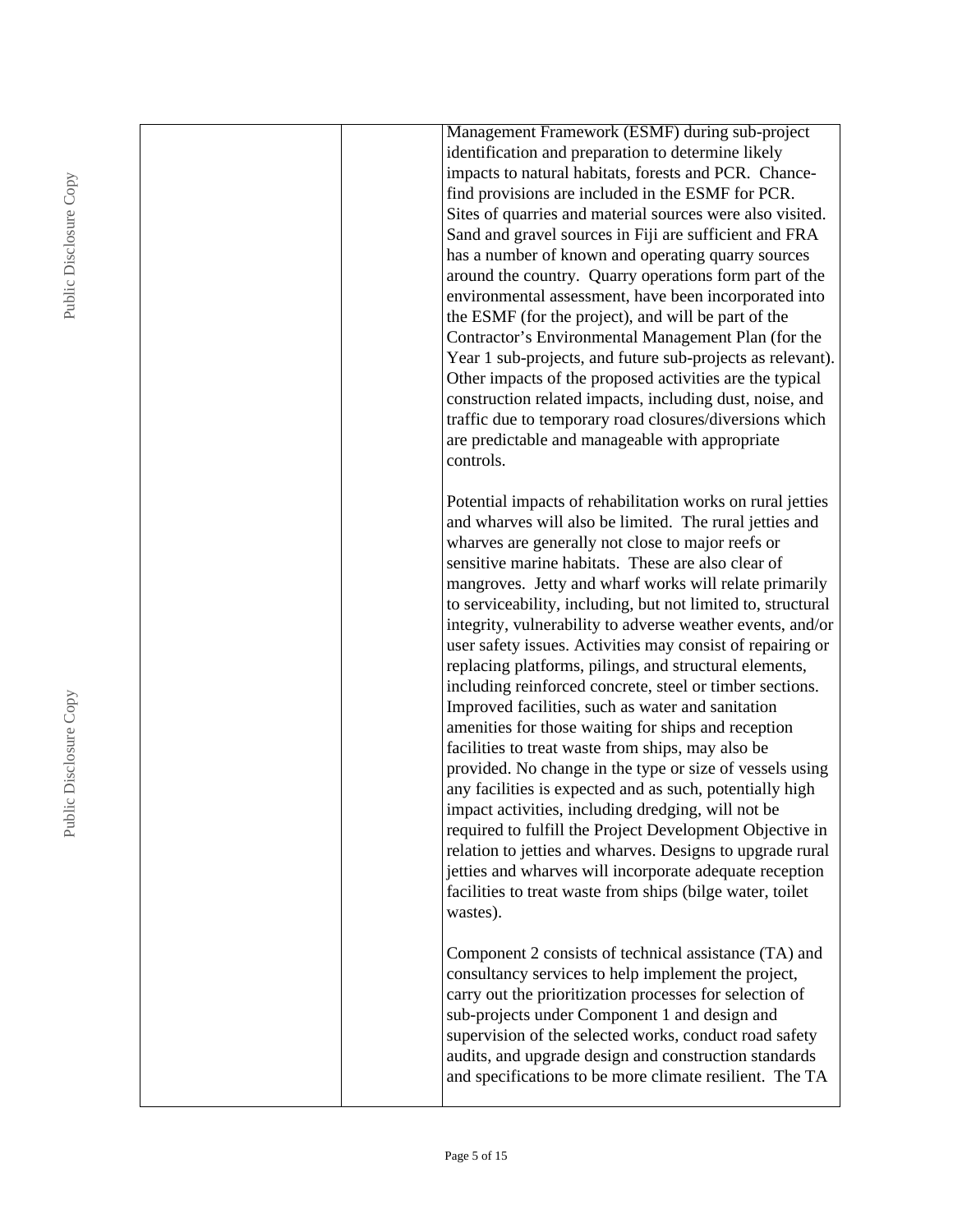| | | |
|---|---|---|
| | | Management Framework (ESMF) during sub-project identification and preparation to determine likely impacts to natural habitats, forests and PCR. Chance-find provisions are included in the ESMF for PCR. Sites of quarries and material sources were also visited. Sand and gravel sources in Fiji are sufficient and FRA has a number of known and operating quarry sources around the country. Quarry operations form part of the environmental assessment, have been incorporated into the ESMF (for the project), and will be part of the Contractor's Environmental Management Plan (for the Year 1 sub-projects, and future sub-projects as relevant). Other impacts of the proposed activities are the typical construction related impacts, including dust, noise, and traffic due to temporary road closures/diversions which are predictable and manageable with appropriate controls.<br><br>Potential impacts of rehabilitation works on rural jetties and wharves will also be limited. The rural jetties and wharves are generally not close to major reefs or sensitive marine habitats. These are also clear of mangroves. Jetty and wharf works will relate primarily to serviceability, including, but not limited to, structural integrity, vulnerability to adverse weather events, and/or user safety issues. Activities may consist of repairing or replacing platforms, pilings, and structural elements, including reinforced concrete, steel or timber sections. Improved facilities, such as water and sanitation amenities for those waiting for ships and reception facilities to treat waste from ships, may also be provided. No change in the type or size of vessels using any facilities is expected and as such, potentially high impact activities, including dredging, will not be required to fulfill the Project Development Objective in relation to jetties and wharves. Designs to upgrade rural jetties and wharves will incorporate adequate reception facilities to treat waste from ships (bilge water, toilet wastes).<br><br>Component 2 consists of technical assistance (TA) and consultancy services to help implement the project, carry out the prioritization processes for selection of sub-projects under Component 1 and design and supervision of the selected works, conduct road safety audits, and upgrade design and construction standards and specifications to be more climate resilient. The TA |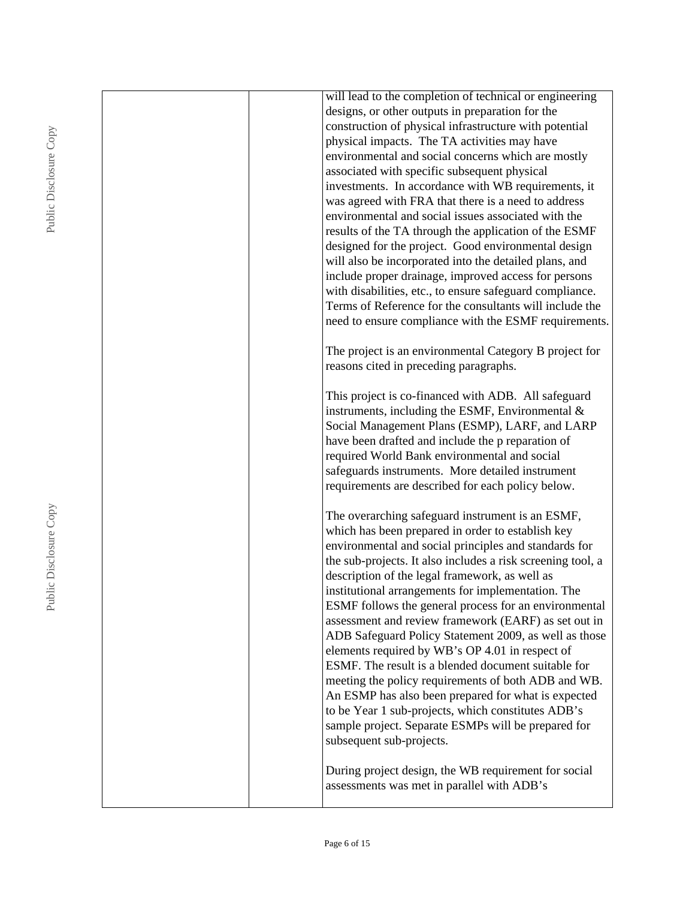| | | will lead to the completion of technical or engineering designs, or other outputs in preparation for the construction of physical infrastructure with potential physical impacts. The TA activities may have environmental and social concerns which are mostly associated with specific subsequent physical investments. In accordance with WB requirements, it was agreed with FRA that there is a need to address environmental and social issues associated with the results of the TA through the application of the ESMF designed for the project. Good environmental design will also be incorporated into the detailed plans, and include proper drainage, improved access for persons with disabilities, etc., to ensure safeguard compliance. Terms of Reference for the consultants will include the need to ensure compliance with the ESMF requirements.<br><br>The project is an environmental Category B project for reasons cited in preceding paragraphs.<br><br>This project is co-financed with ADB. All safeguard instruments, including the ESMF, Environmental & Social Management Plans (ESMP), LARF, and LARP have been drafted and include the p reparation of required World Bank environmental and social safeguards instruments. More detailed instrument requirements are described for each policy below.<br><br>The overarching safeguard instrument is an ESMF, which has been prepared in order to establish key environmental and social principles and standards for the sub-projects. It also includes a risk screening tool, a description of the legal framework, as well as institutional arrangements for implementation. The ESMF follows the general process for an environmental assessment and review framework (EARF) as set out in ADB Safeguard Policy Statement 2009, as well as those elements required by WB's OP 4.01 in respect of ESMF. The result is a blended document suitable for meeting the policy requirements of both ADB and WB. An ESMP has also been prepared for what is expected to be Year 1 sub-projects, which constitutes ADB's sample project. Separate ESMPs will be prepared for subsequent sub-projects.<br><br>During project design, the WB requirement for social assessments was met in parallel with ADB's |
|---|---|---|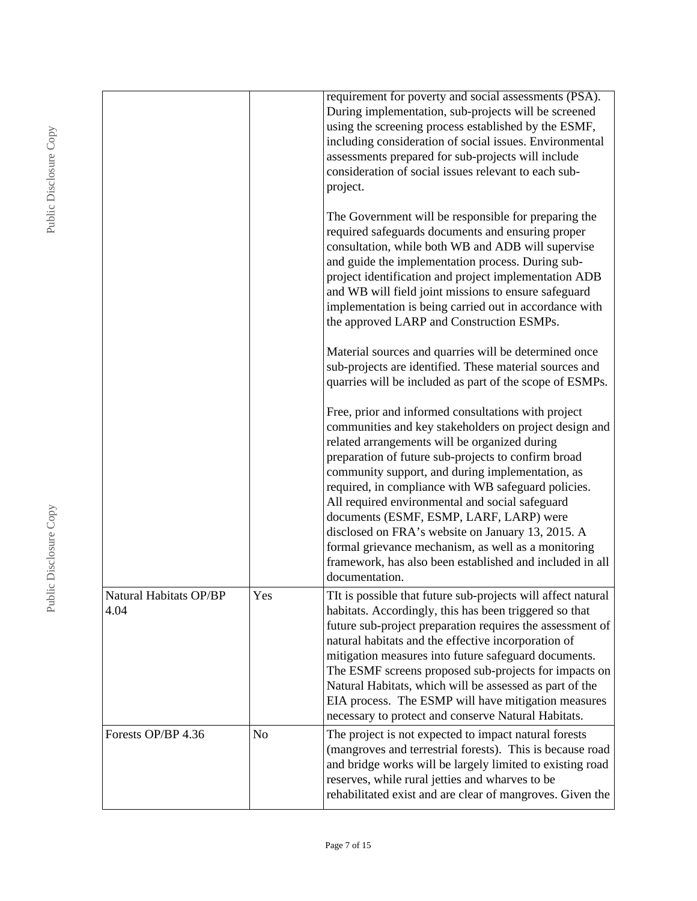| | | |
|---|---|---|
| | | requirement for poverty and social assessments (PSA). During implementation, sub-projects will be screened using the screening process established by the ESMF, including consideration of social issues. Environmental assessments prepared for sub-projects will include consideration of social issues relevant to each sub-project.<br><br>The Government will be responsible for preparing the required safeguards documents and ensuring proper consultation, while both WB and ADB will supervise and guide the implementation process. During sub-project identification and project implementation ADB and WB will field joint missions to ensure safeguard implementation is being carried out in accordance with the approved LARP and Construction ESMPs.<br><br>Material sources and quarries will be determined once sub-projects are identified. These material sources and quarries will be included as part of the scope of ESMPs.<br><br>Free, prior and informed consultations with project communities and key stakeholders on project design and related arrangements will be organized during preparation of future sub-projects to confirm broad community support, and during implementation, as required, in compliance with WB safeguard policies. All required environmental and social safeguard documents (ESMF, ESMP, LARF, LARP) were disclosed on FRA's website on January 13, 2015. A formal grievance mechanism, as well as a monitoring framework, has also been established and included in all documentation. |
| Natural Habitats OP/BP 4.04 | Yes | TIt is possible that future sub-projects will affect natural habitats. Accordingly, this has been triggered so that future sub-project preparation requires the assessment of natural habitats and the effective incorporation of mitigation measures into future safeguard documents. The ESMF screens proposed sub-projects for impacts on Natural Habitats, which will be assessed as part of the EIA process. The ESMP will have mitigation measures necessary to protect and conserve Natural Habitats. |
| Forests OP/BP 4.36 | No | The project is not expected to impact natural forests (mangroves and terrestrial forests). This is because road and bridge works will be largely limited to existing road reserves, while rural jetties and wharves to be rehabilitated exist and are clear of mangroves. Given the |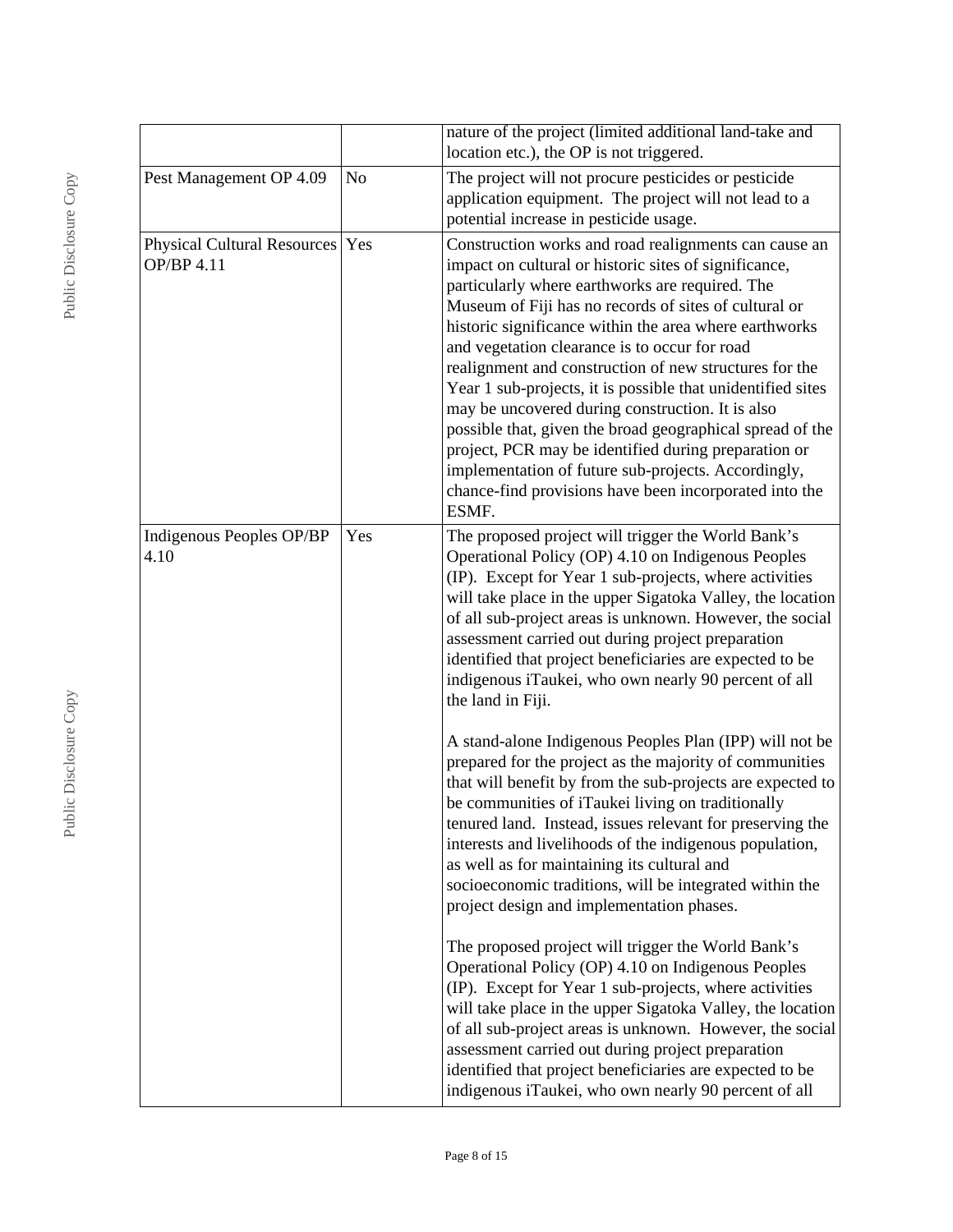| | | |
|---|---|---|
| | | nature of the project (limited additional land-take and location etc.), the OP is not triggered. |
| Pest Management OP 4.09 | No | The project will not procure pesticides or pesticide application equipment. The project will not lead to a potential increase in pesticide usage. |
| Physical Cultural Resources OP/BP 4.11 | Yes | Construction works and road realignments can cause an impact on cultural or historic sites of significance, particularly where earthworks are required. The Museum of Fiji has no records of sites of cultural or historic significance within the area where earthworks and vegetation clearance is to occur for road realignment and construction of new structures for the Year 1 sub-projects, it is possible that unidentified sites may be uncovered during construction. It is also possible that, given the broad geographical spread of the project, PCR may be identified during preparation or implementation of future sub-projects. Accordingly, chance-find provisions have been incorporated into the ESMF. |
| Indigenous Peoples OP/BP 4.10 | Yes | The proposed project will trigger the World Bank's Operational Policy (OP) 4.10 on Indigenous Peoples (IP). Except for Year 1 sub-projects, where activities will take place in the upper Sigatoka Valley, the location of all sub-project areas is unknown. However, the social assessment carried out during project preparation identified that project beneficiaries are expected to be indigenous iTaukei, who own nearly 90 percent of all the land in Fiji.<br><br>A stand-alone Indigenous Peoples Plan (IPP) will not be prepared for the project as the majority of communities that will benefit by from the sub-projects are expected to be communities of iTaukei living on traditionally tenured land. Instead, issues relevant for preserving the interests and livelihoods of the indigenous population, as well as for maintaining its cultural and socioeconomic traditions, will be integrated within the project design and implementation phases.<br><br>The proposed project will trigger the World Bank's Operational Policy (OP) 4.10 on Indigenous Peoples (IP). Except for Year 1 sub-projects, where activities will take place in the upper Sigatoka Valley, the location of all sub-project areas is unknown. However, the social assessment carried out during project preparation identified that project beneficiaries are expected to be indigenous iTaukei, who own nearly 90 percent of all |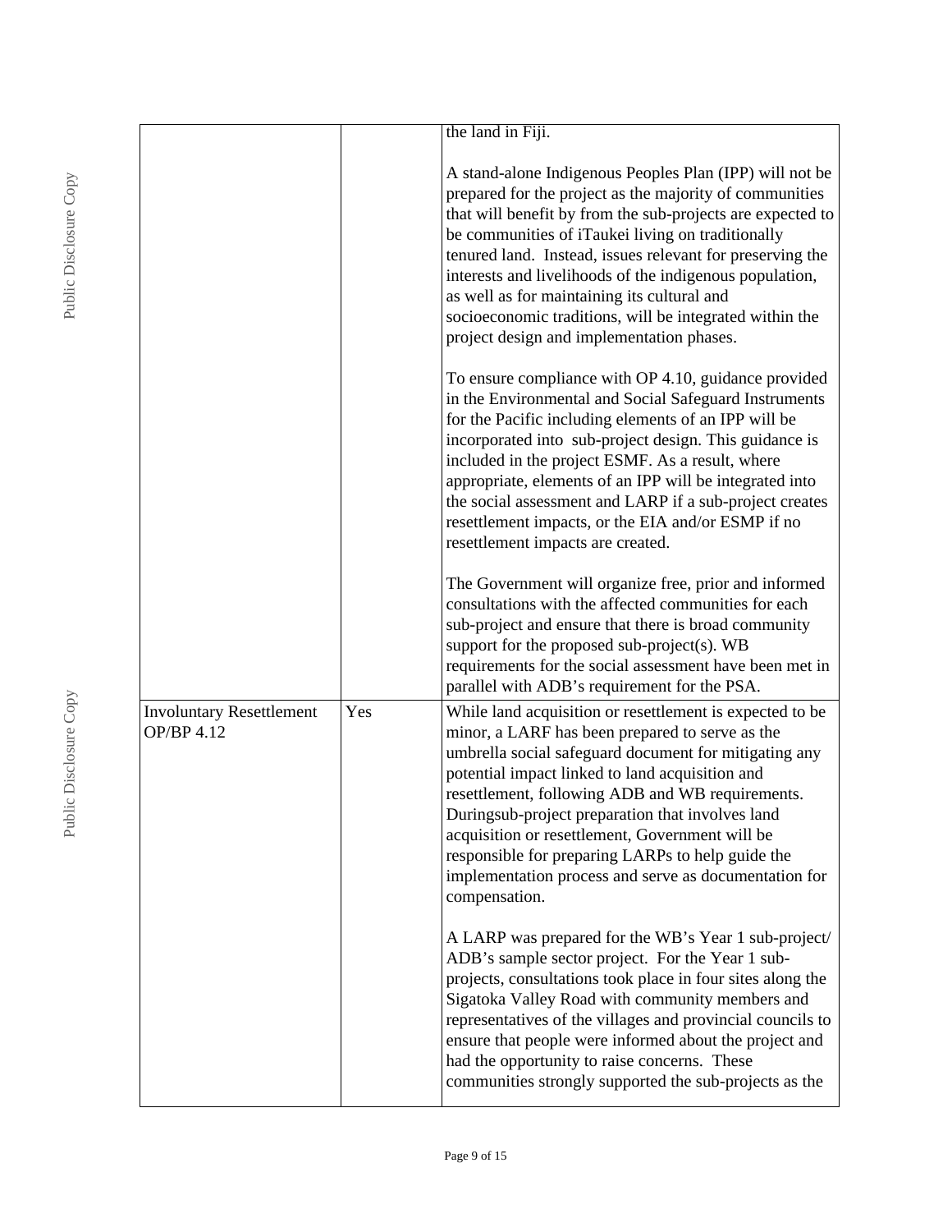| | | |
|---|---|---|
| | | the land in Fiji.<br><br>A stand-alone Indigenous Peoples Plan (IPP) will not be prepared for the project as the majority of communities that will benefit by from the sub-projects are expected to be communities of iTaukei living on traditionally tenured land. Instead, issues relevant for preserving the interests and livelihoods of the indigenous population, as well as for maintaining its cultural and socioeconomic traditions, will be integrated within the project design and implementation phases.<br><br>To ensure compliance with OP 4.10, guidance provided in the Environmental and Social Safeguard Instruments for the Pacific including elements of an IPP will be incorporated into sub-project design. This guidance is included in the project ESMF. As a result, where appropriate, elements of an IPP will be integrated into the social assessment and LARP if a sub-project creates resettlement impacts, or the EIA and/or ESMP if no resettlement impacts are created.<br><br>The Government will organize free, prior and informed consultations with the affected communities for each sub-project and ensure that there is broad community support for the proposed sub-project(s). WB requirements for the social assessment have been met in parallel with ADB's requirement for the PSA. |
| Involuntary Resettlement OP/BP 4.12 | Yes | While land acquisition or resettlement is expected to be minor, a LARF has been prepared to serve as the umbrella social safeguard document for mitigating any potential impact linked to land acquisition and resettlement, following ADB and WB requirements. Duringsub-project preparation that involves land acquisition or resettlement, Government will be responsible for preparing LARPs to help guide the implementation process and serve as documentation for compensation.<br><br>A LARP was prepared for the WB's Year 1 sub-project/ ADB's sample sector project. For the Year 1 sub-projects, consultations took place in four sites along the Sigatoka Valley Road with community members and representatives of the villages and provincial councils to ensure that people were informed about the project and had the opportunity to raise concerns. These communities strongly supported the sub-projects as the |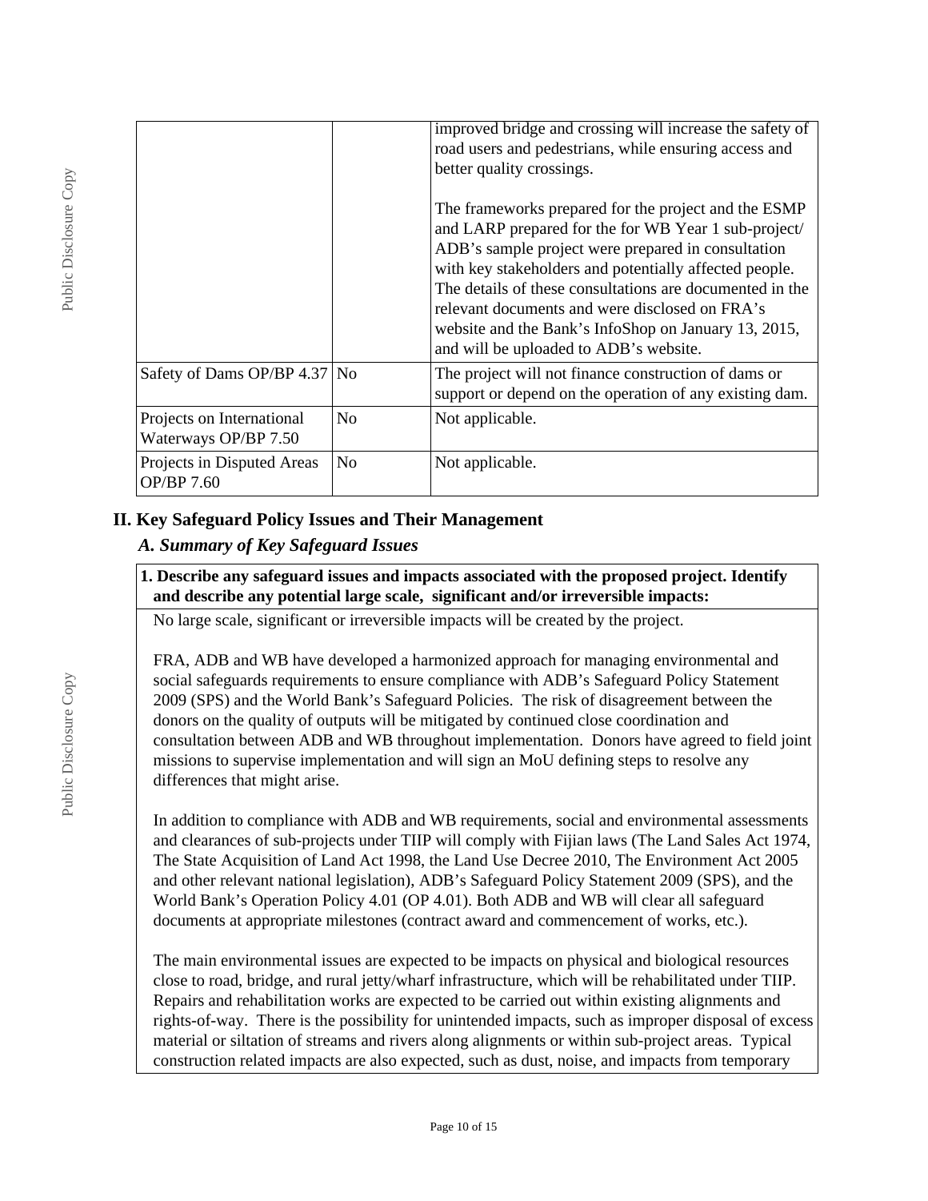| | | |
|---|---|---|
| | | improved bridge and crossing will increase the safety of road users and pedestrians, while ensuring access and better quality crossings.<br><br>The frameworks prepared for the project and the ESMP and LARP prepared for the for WB Year 1 sub-project/ ADB's sample project were prepared in consultation with key stakeholders and potentially affected people. The details of these consultations are documented in the relevant documents and were disclosed on FRA's website and the Bank's InfoShop on January 13, 2015, and will be uploaded to ADB's website. |
| Safety of Dams OP/BP 4.37 | No | The project will not finance construction of dams or support or depend on the operation of any existing dam. |
| Projects on International Waterways OP/BP 7.50 | No | Not applicable. |
| Projects in Disputed Areas OP/BP 7.60 | No | Not applicable. |

## II. Key Safeguard Policy Issues and Their Management

### *A. Summary of Key Safeguard Issues*

**1. Describe any safeguard issues and impacts associated with the proposed project. Identify and describe any potential large scale, significant and/or irreversible impacts:**

No large scale, significant or irreversible impacts will be created by the project.

FRA, ADB and WB have developed a harmonized approach for managing environmental and social safeguards requirements to ensure compliance with ADB's Safeguard Policy Statement 2009 (SPS) and the World Bank's Safeguard Policies. The risk of disagreement between the donors on the quality of outputs will be mitigated by continued close coordination and consultation between ADB and WB throughout implementation. Donors have agreed to field joint missions to supervise implementation and will sign an MoU defining steps to resolve any differences that might arise.

In addition to compliance with ADB and WB requirements, social and environmental assessments and clearances of sub-projects under TIIP will comply with Fijian laws (The Land Sales Act 1974, The State Acquisition of Land Act 1998, the Land Use Decree 2010, The Environment Act 2005 and other relevant national legislation), ADB's Safeguard Policy Statement 2009 (SPS), and the World Bank's Operation Policy 4.01 (OP 4.01). Both ADB and WB will clear all safeguard documents at appropriate milestones (contract award and commencement of works, etc.).

The main environmental issues are expected to be impacts on physical and biological resources close to road, bridge, and rural jetty/wharf infrastructure, which will be rehabilitated under TIIP. Repairs and rehabilitation works are expected to be carried out within existing alignments and rights-of-way. There is the possibility for unintended impacts, such as improper disposal of excess material or siltation of streams and rivers along alignments or within sub-project areas. Typical construction related impacts are also expected, such as dust, noise, and impacts from temporary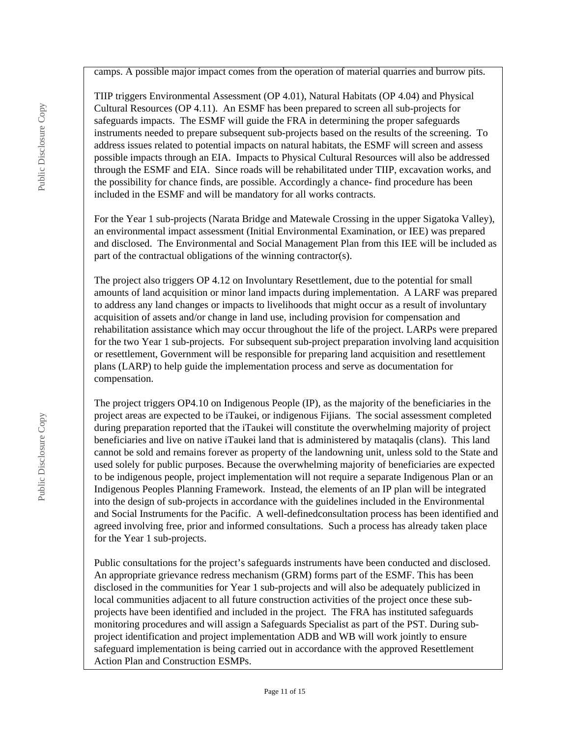camps. A possible major impact comes from the operation of material quarries and burrow pits.

TIIP triggers Environmental Assessment (OP 4.01), Natural Habitats (OP 4.04) and Physical Cultural Resources (OP 4.11). An ESMF has been prepared to screen all sub-projects for safeguards impacts. The ESMF will guide the FRA in determining the proper safeguards instruments needed to prepare subsequent sub-projects based on the results of the screening. To address issues related to potential impacts on natural habitats, the ESMF will screen and assess possible impacts through an EIA. Impacts to Physical Cultural Resources will also be addressed through the ESMF and EIA. Since roads will be rehabilitated under TIIP, excavation works, and the possibility for chance finds, are possible. Accordingly a chance- find procedure has been included in the ESMF and will be mandatory for all works contracts.

For the Year 1 sub-projects (Narata Bridge and Matewale Crossing in the upper Sigatoka Valley), an environmental impact assessment (Initial Environmental Examination, or IEE) was prepared and disclosed. The Environmental and Social Management Plan from this IEE will be included as part of the contractual obligations of the winning contractor(s).

The project also triggers OP 4.12 on Involuntary Resettlement, due to the potential for small amounts of land acquisition or minor land impacts during implementation. A LARF was prepared to address any land changes or impacts to livelihoods that might occur as a result of involuntary acquisition of assets and/or change in land use, including provision for compensation and rehabilitation assistance which may occur throughout the life of the project. LARPs were prepared for the two Year 1 sub-projects. For subsequent sub-project preparation involving land acquisition or resettlement, Government will be responsible for preparing land acquisition and resettlement plans (LARP) to help guide the implementation process and serve as documentation for compensation.

The project triggers OP4.10 on Indigenous People (IP), as the majority of the beneficiaries in the project areas are expected to be iTaukei, or indigenous Fijians. The social assessment completed during preparation reported that the iTaukei will constitute the overwhelming majority of project beneficiaries and live on native iTaukei land that is administered by mataqalis (clans). This land cannot be sold and remains forever as property of the landowning unit, unless sold to the State and used solely for public purposes. Because the overwhelming majority of beneficiaries are expected to be indigenous people, project implementation will not require a separate Indigenous Plan or an Indigenous Peoples Planning Framework. Instead, the elements of an IP plan will be integrated into the design of sub-projects in accordance with the guidelines included in the Environmental and Social Instruments for the Pacific. A well-definedconsultation process has been identified and agreed involving free, prior and informed consultations. Such a process has already taken place for the Year 1 sub-projects.

Public consultations for the project's safeguards instruments have been conducted and disclosed. An appropriate grievance redress mechanism (GRM) forms part of the ESMF. This has been disclosed in the communities for Year 1 sub-projects and will also be adequately publicized in local communities adjacent to all future construction activities of the project once these sub-projects have been identified and included in the project. The FRA has instituted safeguards monitoring procedures and will assign a Safeguards Specialist as part of the PST. During sub-project identification and project implementation ADB and WB will work jointly to ensure safeguard implementation is being carried out in accordance with the approved Resettlement Action Plan and Construction ESMPs.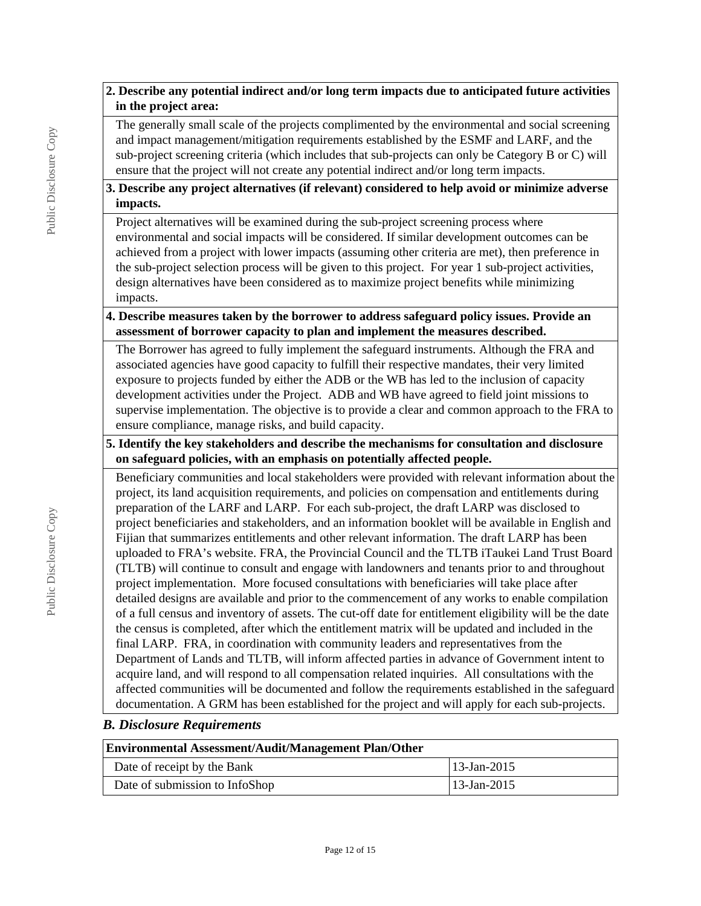**2. Describe any potential indirect and/or long term impacts due to anticipated future activities in the project area:**

The generally small scale of the projects complimented by the environmental and social screening and impact management/mitigation requirements established by the ESMF and LARF, and the sub-project screening criteria (which includes that sub-projects can only be Category B or C) will ensure that the project will not create any potential indirect and/or long term impacts.

**3. Describe any project alternatives (if relevant) considered to help avoid or minimize adverse impacts.**

Project alternatives will be examined during the sub-project screening process where environmental and social impacts will be considered. If similar development outcomes can be achieved from a project with lower impacts (assuming other criteria are met), then preference in the sub-project selection process will be given to this project. For year 1 sub-project activities, design alternatives have been considered as to maximize project benefits while minimizing impacts.

**4. Describe measures taken by the borrower to address safeguard policy issues. Provide an assessment of borrower capacity to plan and implement the measures described.**

The Borrower has agreed to fully implement the safeguard instruments. Although the FRA and associated agencies have good capacity to fulfill their respective mandates, their very limited exposure to projects funded by either the ADB or the WB has led to the inclusion of capacity development activities under the Project. ADB and WB have agreed to field joint missions to supervise implementation. The objective is to provide a clear and common approach to the FRA to ensure compliance, manage risks, and build capacity.

**5. Identify the key stakeholders and describe the mechanisms for consultation and disclosure on safeguard policies, with an emphasis on potentially affected people.**

Beneficiary communities and local stakeholders were provided with relevant information about the project, its land acquisition requirements, and policies on compensation and entitlements during preparation of the LARF and LARP. For each sub-project, the draft LARP was disclosed to project beneficiaries and stakeholders, and an information booklet will be available in English and Fijian that summarizes entitlements and other relevant information. The draft LARP has been uploaded to FRA's website. FRA, the Provincial Council and the TLTB iTaukei Land Trust Board (TLTB) will continue to consult and engage with landowners and tenants prior to and throughout project implementation. More focused consultations with beneficiaries will take place after detailed designs are available and prior to the commencement of any works to enable compilation of a full census and inventory of assets. The cut-off date for entitlement eligibility will be the date the census is completed, after which the entitlement matrix will be updated and included in the final LARP. FRA, in coordination with community leaders and representatives from the Department of Lands and TLTB, will inform affected parties in advance of Government intent to acquire land, and will respond to all compensation related inquiries. All consultations with the affected communities will be documented and follow the requirements established in the safeguard documentation. A GRM has been established for the project and will apply for each sub-projects.

### *B. Disclosure Requirements*

| Environmental Assessment/Audit/Management Plan/Other | |
|---|---|
| Date of receipt by the Bank | 13-Jan-2015 |
| Date of submission to InfoShop | 13-Jan-2015 |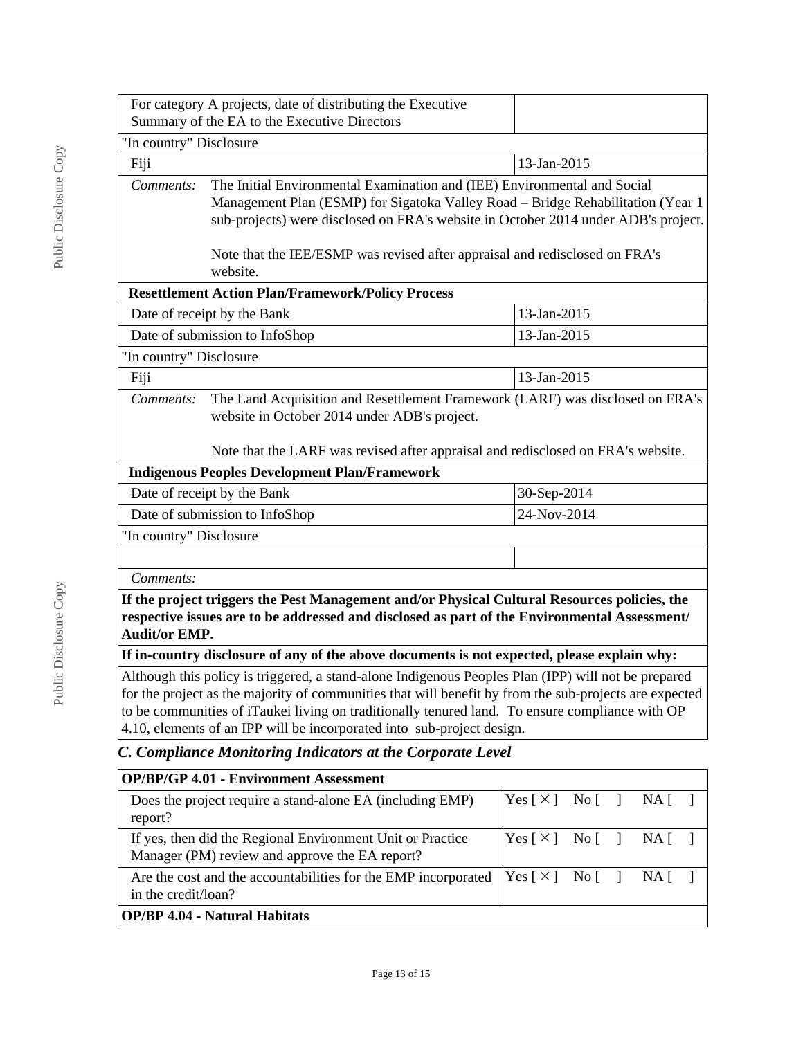| | |
|---|---|
| For category A projects, date of distributing the Executive Summary of the EA to the Executive Directors | |
| "In country" Disclosure | |
| Fiji | 13-Jan-2015 |
| *Comments:* The Initial Environmental Examination and (IEE) Environmental and Social Management Plan (ESMP) for Sigatoka Valley Road – Bridge Rehabilitation (Year 1 sub-projects) were disclosed on FRA's website in October 2014 under ADB's project. Note that the IEE/ESMP was revised after appraisal and redisclosed on FRA's website. | |
| **Resettlement Action Plan/Framework/Policy Process** | |
| Date of receipt by the Bank | 13-Jan-2015 |
| Date of submission to InfoShop | 13-Jan-2015 |
| "In country" Disclosure | |
| Fiji | 13-Jan-2015 |
| *Comments:* The Land Acquisition and Resettlement Framework (LARF) was disclosed on FRA's website in October 2014 under ADB's project. Note that the LARF was revised after appraisal and redisclosed on FRA's website. | |
| **Indigenous Peoples Development Plan/Framework** | |
| Date of receipt by the Bank | 30-Sep-2014 |
| Date of submission to InfoShop | 24-Nov-2014 |
| "In country" Disclosure | |
| | |
| *Comments:* | |
| **If the project triggers the Pest Management and/or Physical Cultural Resources policies, the respective issues are to be addressed and disclosed as part of the Environmental Assessment/ Audit/or EMP.** | |
| **If in-country disclosure of any of the above documents is not expected, please explain why:** | |
| Although this policy is triggered, a stand-alone Indigenous Peoples Plan (IPP) will not be prepared for the project as the majority of communities that will benefit by from the sub-projects are expected to be communities of iTaukei living on traditionally tenured land. To ensure compliance with OP 4.10, elements of an IPP will be incorporated into sub-project design. | |

## *C. Compliance Monitoring Indicators at the Corporate Level*

| **OP/BP/GP 4.01 - Environment Assessment** | |
|---|---|
| Does the project require a stand-alone EA (including EMP) report? | Yes [ × ] No [ ] NA [ ] |
| If yes, then did the Regional Environment Unit or Practice Manager (PM) review and approve the EA report? | Yes [ × ] No [ ] NA [ ] |
| Are the cost and the accountabilities for the EMP incorporated in the credit/loan? | Yes [ × ] No [ ] NA [ ] |
| **OP/BP 4.04 - Natural Habitats** | |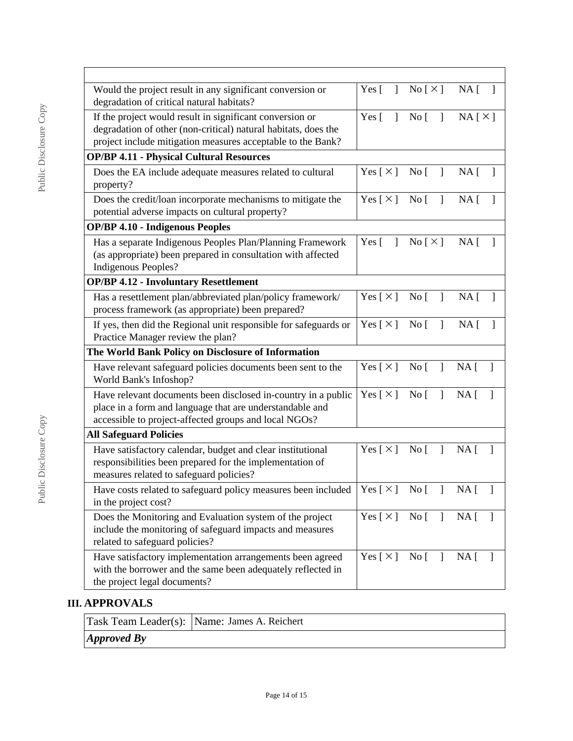| | | | |
|---|---|---|---|
| Would the project result in any significant conversion or degradation of critical natural habitats? | Yes [ ] | No [ × ] | NA [ ] |
| If the project would result in significant conversion or degradation of other (non-critical) natural habitats, does the project include mitigation measures acceptable to the Bank? | Yes [ ] | No [ ] | NA [ × ] |
| **OP/BP 4.11 - Physical Cultural Resources** | | | |
| Does the EA include adequate measures related to cultural property? | Yes [ × ] | No [ ] | NA [ ] |
| Does the credit/loan incorporate mechanisms to mitigate the potential adverse impacts on cultural property? | Yes [ × ] | No [ ] | NA [ ] |
| **OP/BP 4.10 - Indigenous Peoples** | | | |
| Has a separate Indigenous Peoples Plan/Planning Framework (as appropriate) been prepared in consultation with affected Indigenous Peoples? | Yes [ ] | No [ × ] | NA [ ] |
| **OP/BP 4.12 - Involuntary Resettlement** | | | |
| Has a resettlement plan/abbreviated plan/policy framework/ process framework (as appropriate) been prepared? | Yes [ × ] | No [ ] | NA [ ] |
| If yes, then did the Regional unit responsible for safeguards or Practice Manager review the plan? | Yes [ × ] | No [ ] | NA [ ] |
| **The World Bank Policy on Disclosure of Information** | | | |
| Have relevant safeguard policies documents been sent to the World Bank's Infoshop? | Yes [ × ] | No [ ] | NA [ ] |
| Have relevant documents been disclosed in-country in a public place in a form and language that are understandable and accessible to project-affected groups and local NGOs? | Yes [ × ] | No [ ] | NA [ ] |
| **All Safeguard Policies** | | | |
| Have satisfactory calendar, budget and clear institutional responsibilities been prepared for the implementation of measures related to safeguard policies? | Yes [ × ] | No [ ] | NA [ ] |
| Have costs related to safeguard policy measures been included in the project cost? | Yes [ × ] | No [ ] | NA [ ] |
| Does the Monitoring and Evaluation system of the project include the monitoring of safeguard impacts and measures related to safeguard policies? | Yes [ × ] | No [ ] | NA [ ] |
| Have satisfactory implementation arrangements been agreed with the borrower and the same been adequately reflected in the project legal documents? | Yes [ × ] | No [ ] | NA [ ] |

## III. APPROVALS

| | |
|---|---|
| Task Team Leader(s): | Name: James A. Reichert |
| ***Approved By*** | |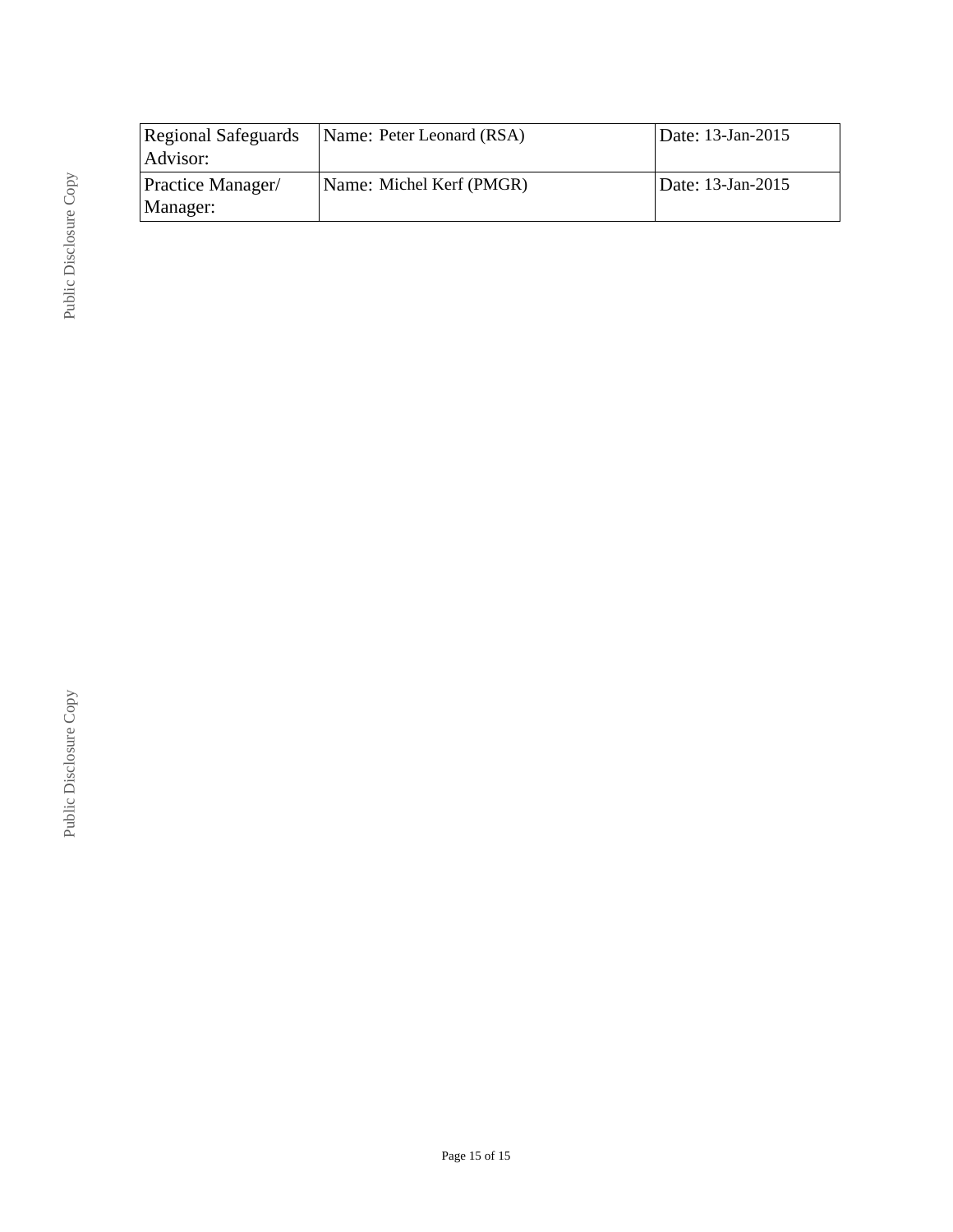| | | |
|---|---|---|
| Regional Safeguards Advisor: | Name: Peter Leonard (RSA) | Date: 13-Jan-2015 |
| Practice Manager/ Manager: | Name: Michel Kerf (PMGR) | Date: 13-Jan-2015 |